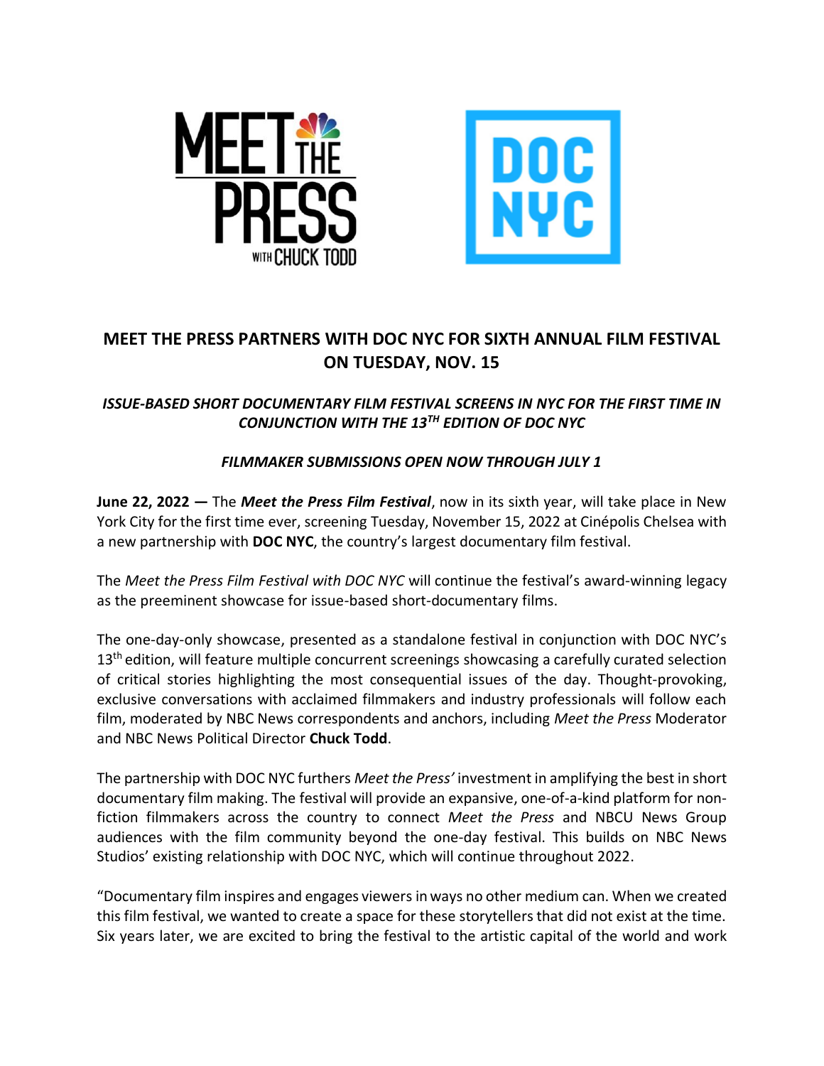# MEET THE PRESS PARTNERS WITH DOC NYC FOR SIXTH ANNUAL FILM FESTIVAL ON TUESDAY, NOV. 15

### *ISSUE-BASED SHORT DOCUMENTARY FILM FESTIVAL SCREENS IN NYC FOR THE FIRST TIME IN CONJUNCTION WITH THE 13TH EDITION OF DOC NYC*

### *FILMMAKER SUBMISSIONS OPEN NOW THROUGH JULY 1*

**June 22, 2022 —** The ***Meet the Press Film Festival***, now in its sixth year, will take place in New York City for the first time ever, screening Tuesday, November 15, 2022 at Cinépolis Chelsea with a new partnership with **DOC NYC**, the country's largest documentary film festival.

The *Meet the Press Film Festival with DOC NYC* will continue the festival's award-winning legacy as the preeminent showcase for issue-based short-documentary films.

The one-day-only showcase, presented as a standalone festival in conjunction with DOC NYC's 13th edition, will feature multiple concurrent screenings showcasing a carefully curated selection of critical stories highlighting the most consequential issues of the day. Thought-provoking, exclusive conversations with acclaimed filmmakers and industry professionals will follow each film, moderated by NBC News correspondents and anchors, including *Meet the Press* Moderator and NBC News Political Director **Chuck Todd**.

The partnership with DOC NYC furthers *Meet the Press'* investment in amplifying the best in short documentary film making. The festival will provide an expansive, one-of-a-kind platform for non-fiction filmmakers across the country to connect *Meet the Press* and NBCU News Group audiences with the film community beyond the one-day festival. This builds on NBC News Studios' existing relationship with DOC NYC, which will continue throughout 2022.

"Documentary film inspires and engages viewers in ways no other medium can. When we created this film festival, we wanted to create a space for these storytellers that did not exist at the time. Six years later, we are excited to bring the festival to the artistic capital of the world and work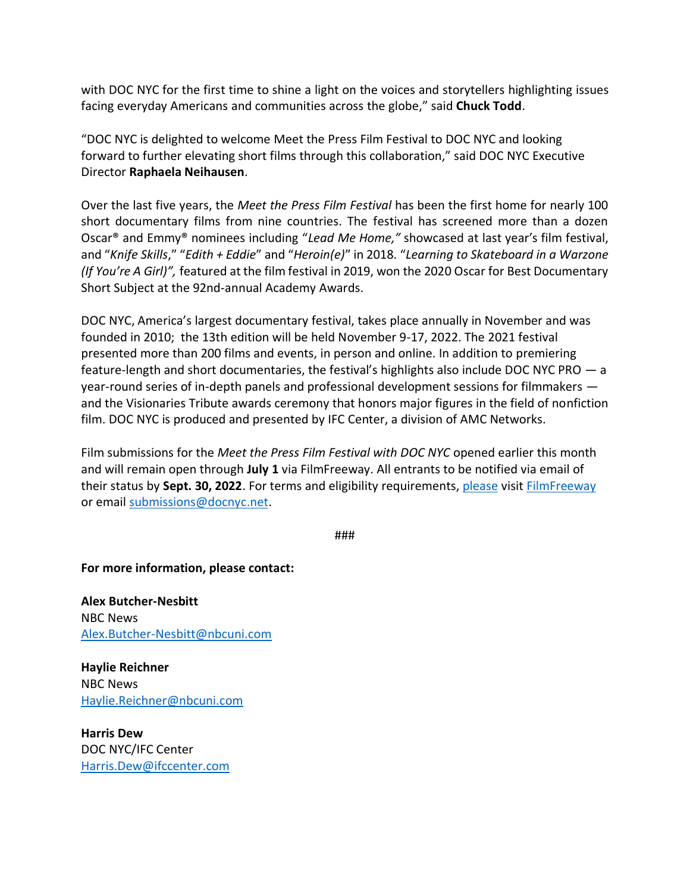with DOC NYC for the first time to shine a light on the voices and storytellers highlighting issues facing everyday Americans and communities across the globe," said **Chuck Todd**.

"DOC NYC is delighted to welcome Meet the Press Film Festival to DOC NYC and looking forward to further elevating short films through this collaboration," said DOC NYC Executive Director **Raphaela Neihausen**.

Over the last five years, the *Meet the Press Film Festival* has been the first home for nearly 100 short documentary films from nine countries. The festival has screened more than a dozen Oscar® and Emmy® nominees including "*Lead Me Home,"* showcased at last year's film festival, and "*Knife Skills*," "*Edith + Eddie*" and "*Heroin(e)*" in 2018. "*Learning to Skateboard in a Warzone (If You're A Girl)",* featured at the film festival in 2019, won the 2020 Oscar for Best Documentary Short Subject at the 92nd-annual Academy Awards.

DOC NYC, America's largest documentary festival, takes place annually in November and was founded in 2010; the 13th edition will be held November 9-17, 2022. The 2021 festival presented more than 200 films and events, in person and online. In addition to premiering feature-length and short documentaries, the festival's highlights also include DOC NYC PRO — a year-round series of in-depth panels and professional development sessions for filmmakers — and the Visionaries Tribute awards ceremony that honors major figures in the field of nonfiction film. DOC NYC is produced and presented by IFC Center, a division of AMC Networks.

Film submissions for the *Meet the Press Film Festival with DOC NYC* opened earlier this month and will remain open through **July 1** via FilmFreeway. All entrants to be notified via email of their status by **Sept. 30, 2022**. For terms and eligibility requirements, please visit FilmFreeway or email submissions@docnyc.net.

###

**For more information, please contact:**

**Alex Butcher-Nesbitt**
NBC News
Alex.Butcher-Nesbitt@nbcuni.com

**Haylie Reichner**
NBC News
Haylie.Reichner@nbcuni.com

**Harris Dew**
DOC NYC/IFC Center
Harris.Dew@ifccenter.com